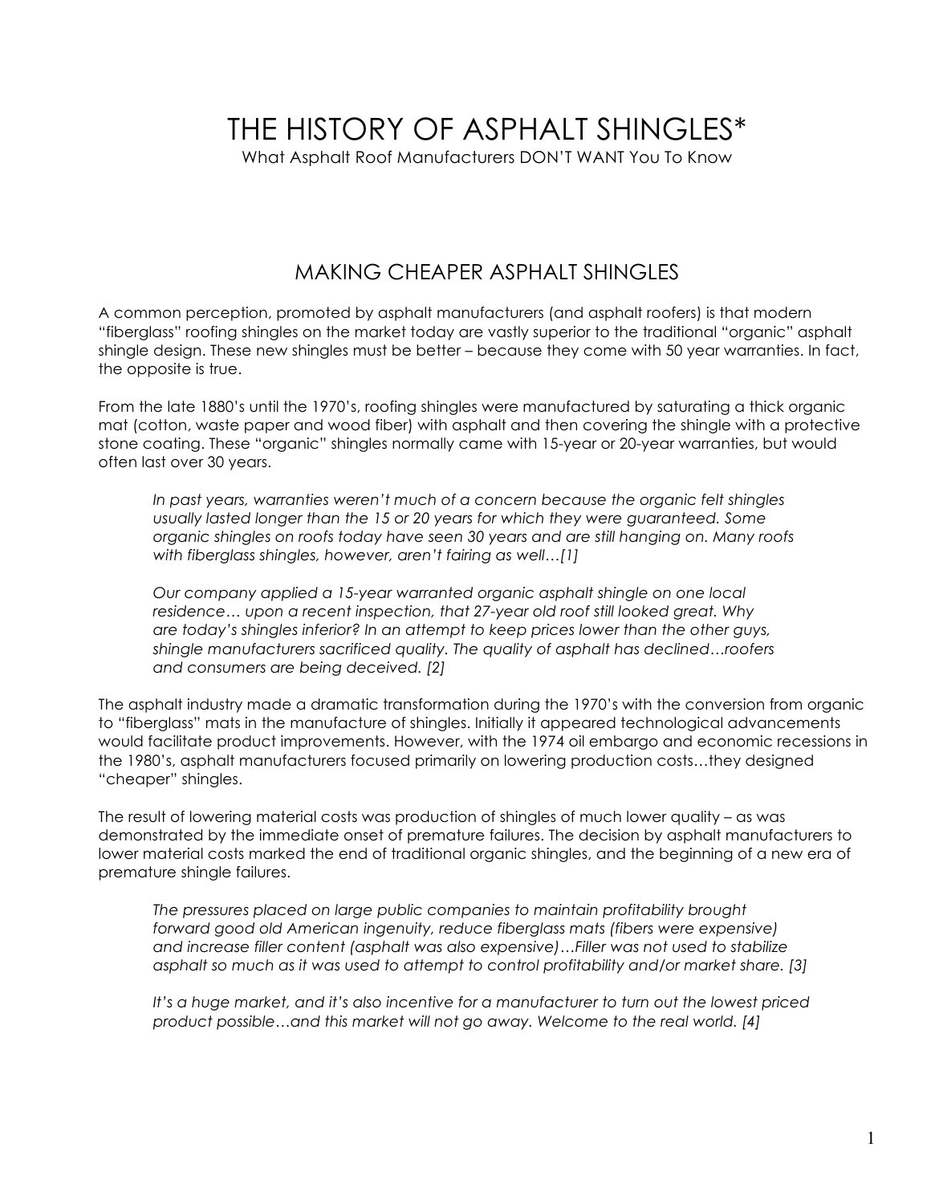# THE HISTORY OF ASPHALT SHINGLES*

What Asphalt Roof Manufacturers DON'T WANT You To Know

## MAKING CHEAPER ASPHALT SHINGLES

A common perception, promoted by asphalt manufacturers (and asphalt roofers) is that modern "fiberglass" roofing shingles on the market today are vastly superior to the traditional "organic" asphalt shingle design. These new shingles must be better – because they come with 50 year warranties. In fact, the opposite is true.

From the late 1880's until the 1970's, roofing shingles were manufactured by saturating a thick organic mat (cotton, waste paper and wood fiber) with asphalt and then covering the shingle with a protective stone coating. These "organic" shingles normally came with 15-year or 20-year warranties, but would often last over 30 years.

> *In past years, warranties weren't much of a concern because the organic felt shingles usually lasted longer than the 15 or 20 years for which they were guaranteed. Some organic shingles on roofs today have seen 30 years and are still hanging on. Many roofs with fiberglass shingles, however, aren't fairing as well…[1]*

> *Our company applied a 15-year warranted organic asphalt shingle on one local residence… upon a recent inspection, that 27-year old roof still looked great. Why are today's shingles inferior? In an attempt to keep prices lower than the other guys, shingle manufacturers sacrificed quality. The quality of asphalt has declined…roofers and consumers are being deceived. [2]*

The asphalt industry made a dramatic transformation during the 1970's with the conversion from organic to "fiberglass" mats in the manufacture of shingles. Initially it appeared technological advancements would facilitate product improvements. However, with the 1974 oil embargo and economic recessions in the 1980's, asphalt manufacturers focused primarily on lowering production costs…they designed "cheaper" shingles.

The result of lowering material costs was production of shingles of much lower quality – as was demonstrated by the immediate onset of premature failures. The decision by asphalt manufacturers to lower material costs marked the end of traditional organic shingles, and the beginning of a new era of premature shingle failures.

> *The pressures placed on large public companies to maintain profitability brought forward good old American ingenuity, reduce fiberglass mats (fibers were expensive) and increase filler content (asphalt was also expensive)…Filler was not used to stabilize asphalt so much as it was used to attempt to control profitability and/or market share. [3]*

> *It's a huge market, and it's also incentive for a manufacturer to turn out the lowest priced product possible…and this market will not go away. Welcome to the real world. [4]*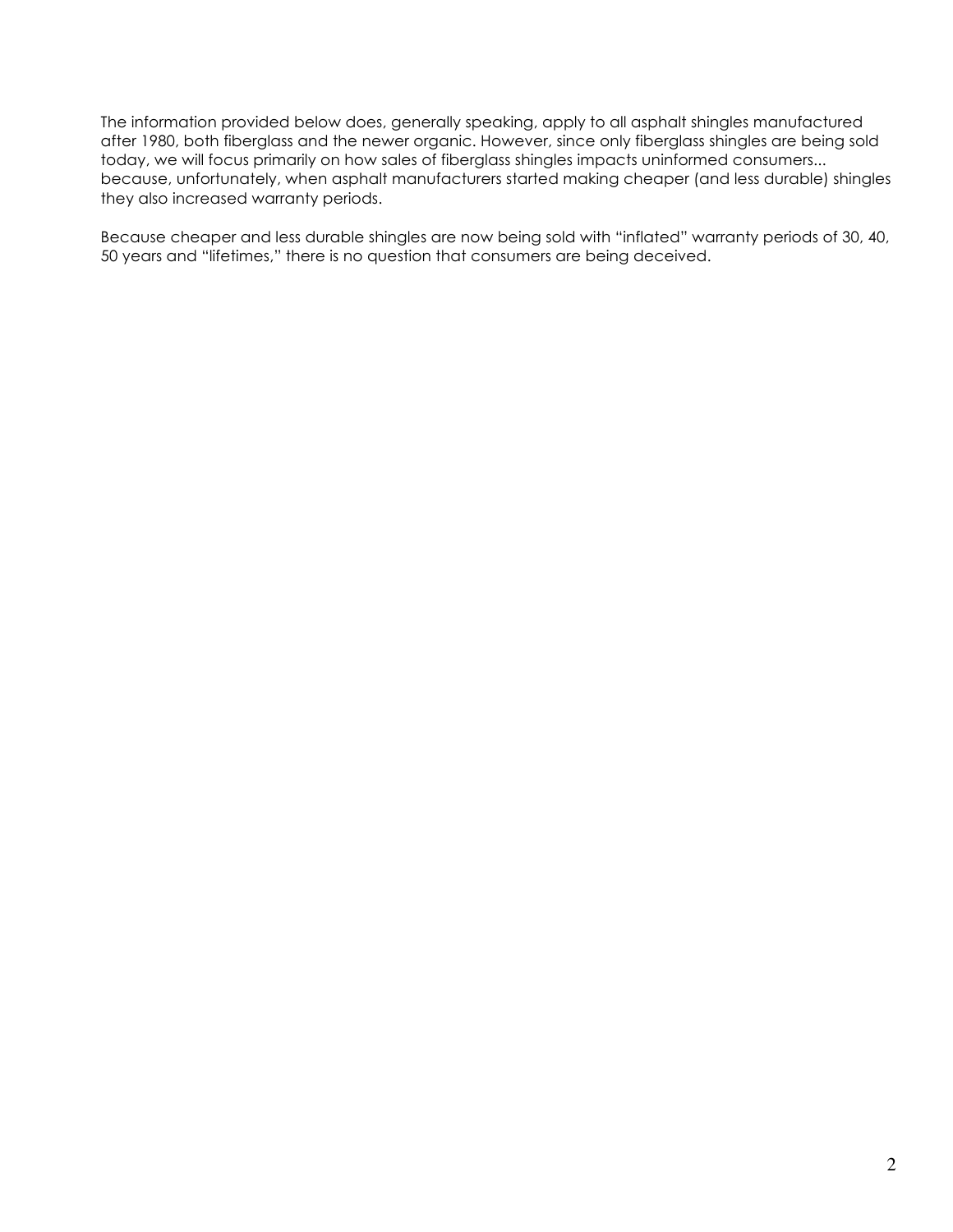The information provided below does, generally speaking, apply to all asphalt shingles manufactured after 1980, both fiberglass and the newer organic. However, since only fiberglass shingles are being sold today, we will focus primarily on how sales of fiberglass shingles impacts uninformed consumers... because, unfortunately, when asphalt manufacturers started making cheaper (and less durable) shingles they also increased warranty periods.

Because cheaper and less durable shingles are now being sold with "inflated" warranty periods of 30, 40, 50 years and "lifetimes," there is no question that consumers are being deceived.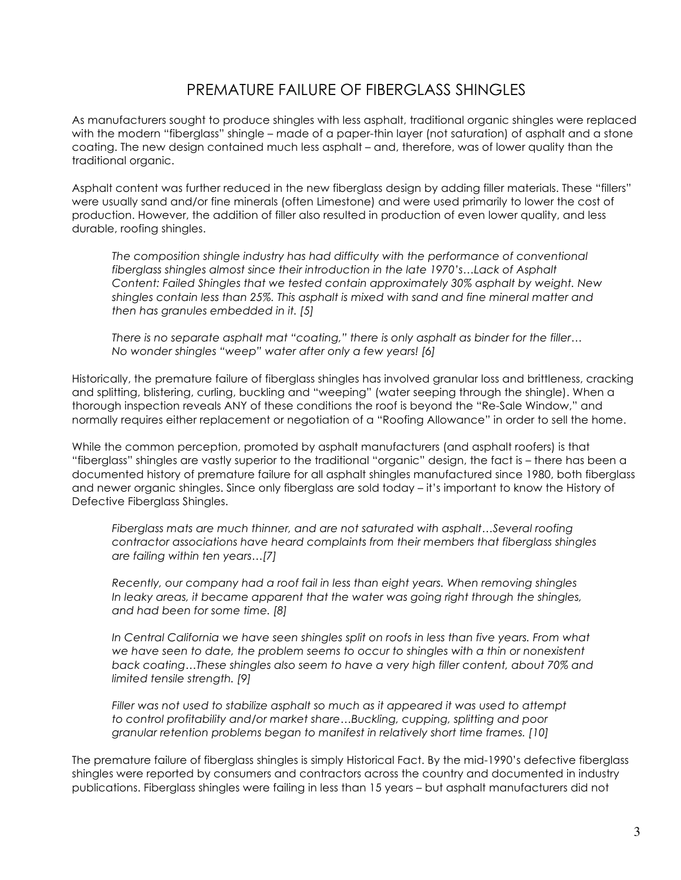# PREMATURE FAILURE OF FIBERGLASS SHINGLES

As manufacturers sought to produce shingles with less asphalt, traditional organic shingles were replaced with the modern "fiberglass" shingle – made of a paper-thin layer (not saturation) of asphalt and a stone coating. The new design contained much less asphalt – and, therefore, was of lower quality than the traditional organic.

Asphalt content was further reduced in the new fiberglass design by adding filler materials. These "fillers" were usually sand and/or fine minerals (often Limestone) and were used primarily to lower the cost of production. However, the addition of filler also resulted in production of even lower quality, and less durable, roofing shingles.

> *The composition shingle industry has had difficulty with the performance of conventional fiberglass shingles almost since their introduction in the late 1970's…Lack of Asphalt Content: Failed Shingles that we tested contain approximately 30% asphalt by weight. New shingles contain less than 25%. This asphalt is mixed with sand and fine mineral matter and then has granules embedded in it. [5]*

> *There is no separate asphalt mat "coating," there is only asphalt as binder for the filler… No wonder shingles "weep" water after only a few years! [6]*

Historically, the premature failure of fiberglass shingles has involved granular loss and brittleness, cracking and splitting, blistering, curling, buckling and "weeping" (water seeping through the shingle). When a thorough inspection reveals ANY of these conditions the roof is beyond the "Re-Sale Window," and normally requires either replacement or negotiation of a "Roofing Allowance" in order to sell the home.

While the common perception, promoted by asphalt manufacturers (and asphalt roofers) is that "fiberglass" shingles are vastly superior to the traditional "organic" design, the fact is – there has been a documented history of premature failure for all asphalt shingles manufactured since 1980, both fiberglass and newer organic shingles. Since only fiberglass are sold today – it's important to know the History of Defective Fiberglass Shingles.

> *Fiberglass mats are much thinner, and are not saturated with asphalt…Several roofing contractor associations have heard complaints from their members that fiberglass shingles are failing within ten years…[7]*

> *Recently, our company had a roof fail in less than eight years. When removing shingles In leaky areas, it became apparent that the water was going right through the shingles, and had been for some time. [8]*

> *In Central California we have seen shingles split on roofs in less than five years. From what we have seen to date, the problem seems to occur to shingles with a thin or nonexistent back coating…These shingles also seem to have a very high filler content, about 70% and limited tensile strength. [9]*

> *Filler was not used to stabilize asphalt so much as it appeared it was used to attempt to control profitability and/or market share…Buckling, cupping, splitting and poor granular retention problems began to manifest in relatively short time frames. [10]*

The premature failure of fiberglass shingles is simply Historical Fact. By the mid-1990's defective fiberglass shingles were reported by consumers and contractors across the country and documented in industry publications. Fiberglass shingles were failing in less than 15 years – but asphalt manufacturers did not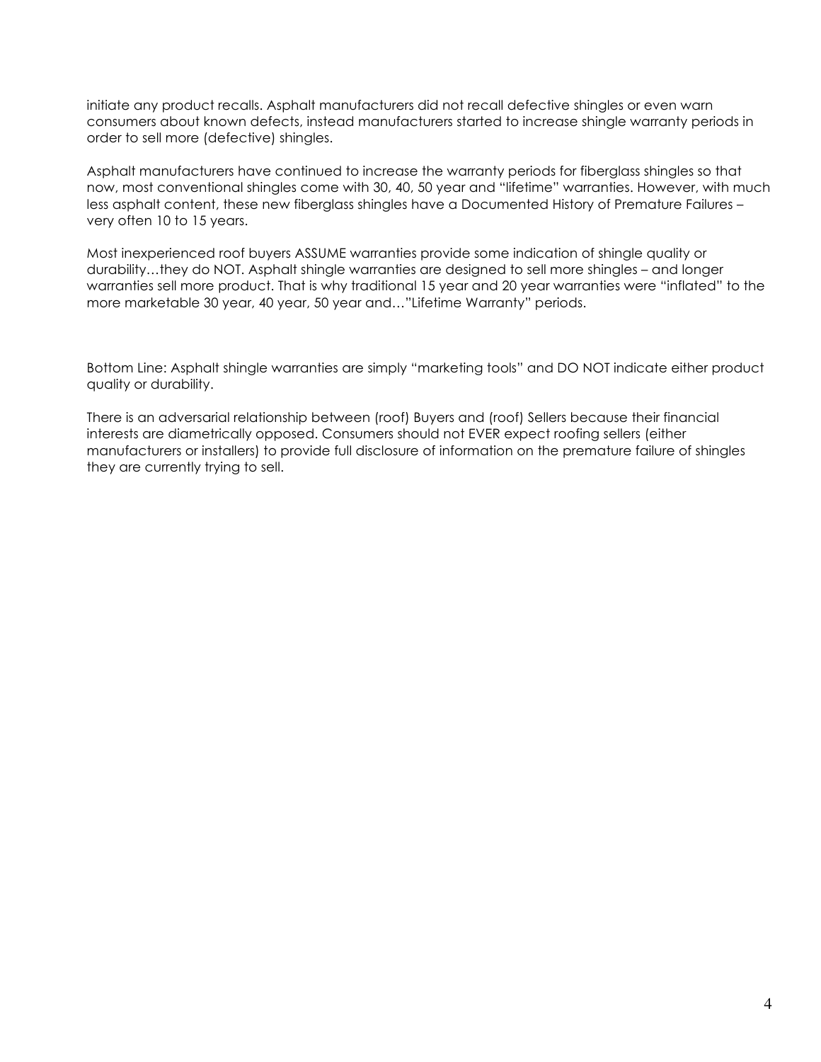initiate any product recalls. Asphalt manufacturers did not recall defective shingles or even warn consumers about known defects, instead manufacturers started to increase shingle warranty periods in order to sell more (defective) shingles.

Asphalt manufacturers have continued to increase the warranty periods for fiberglass shingles so that now, most conventional shingles come with 30, 40, 50 year and "lifetime" warranties. However, with much less asphalt content, these new fiberglass shingles have a Documented History of Premature Failures – very often 10 to 15 years.

Most inexperienced roof buyers ASSUME warranties provide some indication of shingle quality or durability…they do NOT. Asphalt shingle warranties are designed to sell more shingles – and longer warranties sell more product. That is why traditional 15 year and 20 year warranties were "inflated" to the more marketable 30 year, 40 year, 50 year and…"Lifetime Warranty" periods.

Bottom Line: Asphalt shingle warranties are simply "marketing tools" and DO NOT indicate either product quality or durability.

There is an adversarial relationship between (roof) Buyers and (roof) Sellers because their financial interests are diametrically opposed. Consumers should not EVER expect roofing sellers (either manufacturers or installers) to provide full disclosure of information on the premature failure of shingles they are currently trying to sell.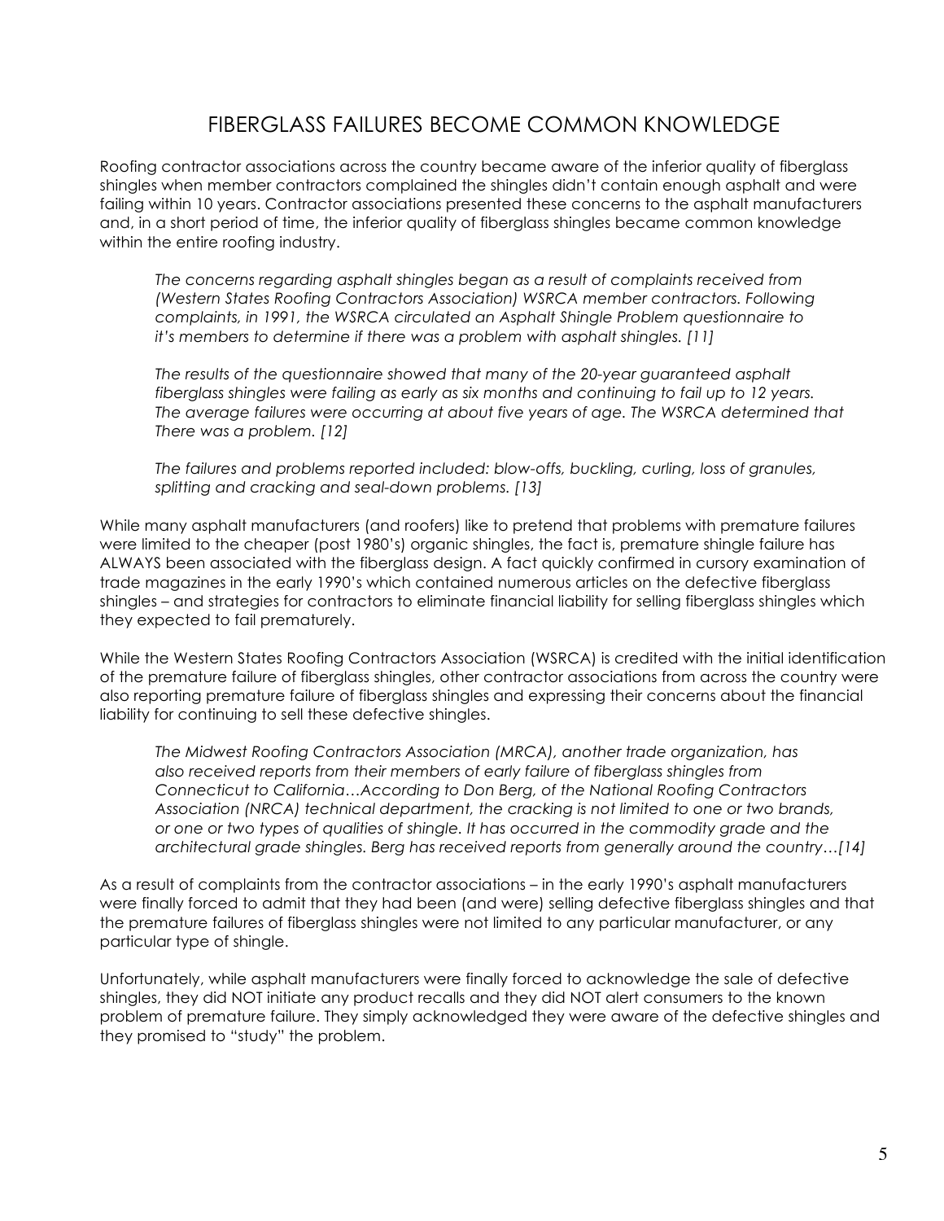## FIBERGLASS FAILURES BECOME COMMON KNOWLEDGE

Roofing contractor associations across the country became aware of the inferior quality of fiberglass shingles when member contractors complained the shingles didn't contain enough asphalt and were failing within 10 years. Contractor associations presented these concerns to the asphalt manufacturers and, in a short period of time, the inferior quality of fiberglass shingles became common knowledge within the entire roofing industry.

> *The concerns regarding asphalt shingles began as a result of complaints received from (Western States Roofing Contractors Association) WSRCA member contractors. Following complaints, in 1991, the WSRCA circulated an Asphalt Shingle Problem questionnaire to it's members to determine if there was a problem with asphalt shingles. [11]*
>
> *The results of the questionnaire showed that many of the 20-year guaranteed asphalt fiberglass shingles were failing as early as six months and continuing to fail up to 12 years. The average failures were occurring at about five years of age. The WSRCA determined that There was a problem. [12]*
>
> *The failures and problems reported included: blow-offs, buckling, curling, loss of granules, splitting and cracking and seal-down problems. [13]*

While many asphalt manufacturers (and roofers) like to pretend that problems with premature failures were limited to the cheaper (post 1980's) organic shingles, the fact is, premature shingle failure has ALWAYS been associated with the fiberglass design. A fact quickly confirmed in cursory examination of trade magazines in the early 1990's which contained numerous articles on the defective fiberglass shingles – and strategies for contractors to eliminate financial liability for selling fiberglass shingles which they expected to fail prematurely.

While the Western States Roofing Contractors Association (WSRCA) is credited with the initial identification of the premature failure of fiberglass shingles, other contractor associations from across the country were also reporting premature failure of fiberglass shingles and expressing their concerns about the financial liability for continuing to sell these defective shingles.

> *The Midwest Roofing Contractors Association (MRCA), another trade organization, has also received reports from their members of early failure of fiberglass shingles from Connecticut to California…According to Don Berg, of the National Roofing Contractors Association (NRCA) technical department, the cracking is not limited to one or two brands, or one or two types of qualities of shingle. It has occurred in the commodity grade and the architectural grade shingles. Berg has received reports from generally around the country…[14]*

As a result of complaints from the contractor associations – in the early 1990's asphalt manufacturers were finally forced to admit that they had been (and were) selling defective fiberglass shingles and that the premature failures of fiberglass shingles were not limited to any particular manufacturer, or any particular type of shingle.

Unfortunately, while asphalt manufacturers were finally forced to acknowledge the sale of defective shingles, they did NOT initiate any product recalls and they did NOT alert consumers to the known problem of premature failure. They simply acknowledged they were aware of the defective shingles and they promised to "study" the problem.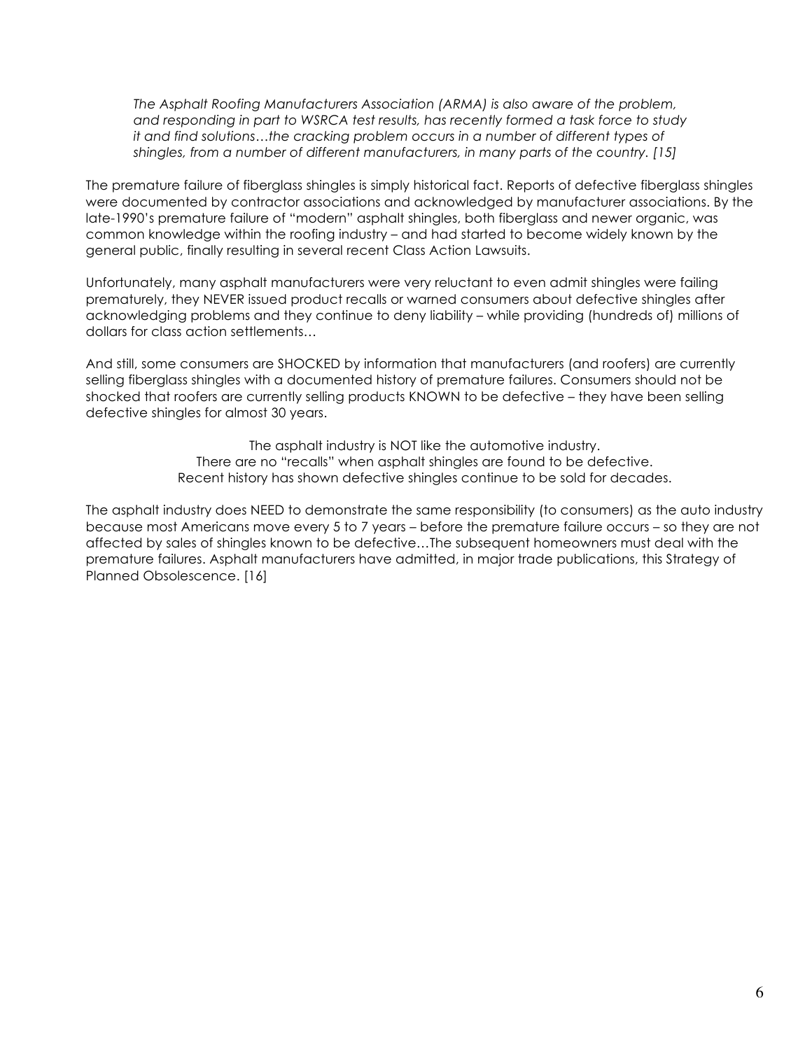> *The Asphalt Roofing Manufacturers Association (ARMA) is also aware of the problem, and responding in part to WSRCA test results, has recently formed a task force to study it and find solutions…the cracking problem occurs in a number of different types of shingles, from a number of different manufacturers, in many parts of the country. [15]*

The premature failure of fiberglass shingles is simply historical fact. Reports of defective fiberglass shingles were documented by contractor associations and acknowledged by manufacturer associations. By the late-1990's premature failure of "modern" asphalt shingles, both fiberglass and newer organic, was common knowledge within the roofing industry – and had started to become widely known by the general public, finally resulting in several recent Class Action Lawsuits.

Unfortunately, many asphalt manufacturers were very reluctant to even admit shingles were failing prematurely, they NEVER issued product recalls or warned consumers about defective shingles after acknowledging problems and they continue to deny liability – while providing (hundreds of) millions of dollars for class action settlements…

And still, some consumers are SHOCKED by information that manufacturers (and roofers) are currently selling fiberglass shingles with a documented history of premature failures. Consumers should not be shocked that roofers are currently selling products KNOWN to be defective – they have been selling defective shingles for almost 30 years.

The asphalt industry is NOT like the automotive industry.
There are no "recalls" when asphalt shingles are found to be defective.
Recent history has shown defective shingles continue to be sold for decades.

The asphalt industry does NEED to demonstrate the same responsibility (to consumers) as the auto industry because most Americans move every 5 to 7 years – before the premature failure occurs – so they are not affected by sales of shingles known to be defective…The subsequent homeowners must deal with the premature failures. Asphalt manufacturers have admitted, in major trade publications, this Strategy of Planned Obsolescence. [16]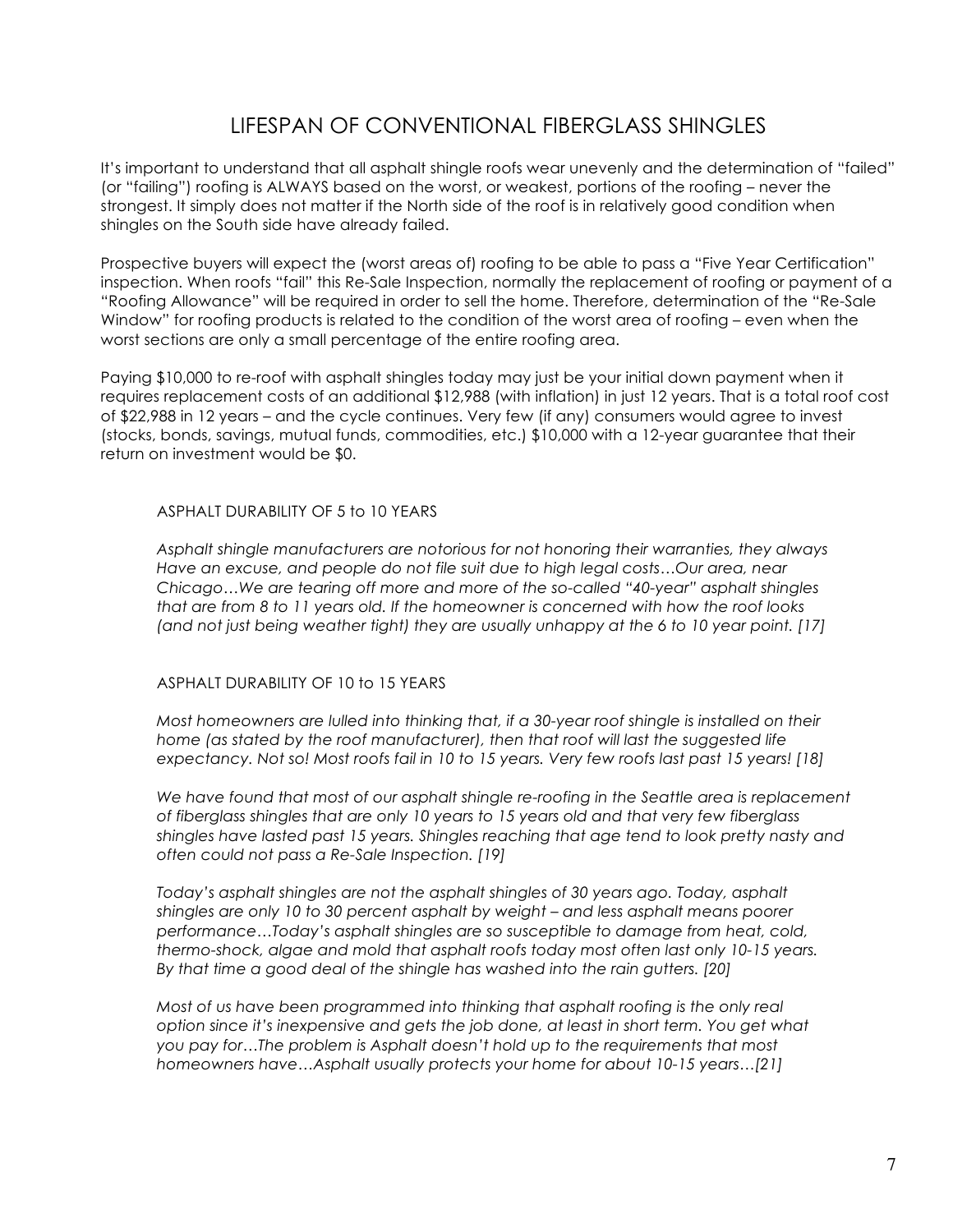## LIFESPAN OF CONVENTIONAL FIBERGLASS SHINGLES

It's important to understand that all asphalt shingle roofs wear unevenly and the determination of "failed" (or "failing") roofing is ALWAYS based on the worst, or weakest, portions of the roofing – never the strongest. It simply does not matter if the North side of the roof is in relatively good condition when shingles on the South side have already failed.

Prospective buyers will expect the (worst areas of) roofing to be able to pass a "Five Year Certification" inspection. When roofs "fail" this Re-Sale Inspection, normally the replacement of roofing or payment of a "Roofing Allowance" will be required in order to sell the home. Therefore, determination of the "Re-Sale Window" for roofing products is related to the condition of the worst area of roofing – even when the worst sections are only a small percentage of the entire roofing area.

Paying $10,000 to re-roof with asphalt shingles today may just be your initial down payment when it requires replacement costs of an additional $12,988 (with inflation) in just 12 years. That is a total roof cost of $22,988 in 12 years – and the cycle continues. Very few (if any) consumers would agree to invest (stocks, bonds, savings, mutual funds, commodities, etc.) $10,000 with a 12-year guarantee that their return on investment would be $0.

### ASPHALT DURABILITY OF 5 to 10 YEARS

*Asphalt shingle manufacturers are notorious for not honoring their warranties, they always Have an excuse, and people do not file suit due to high legal costs…Our area, near Chicago…We are tearing off more and more of the so-called "40-year" asphalt shingles that are from 8 to 11 years old. If the homeowner is concerned with how the roof looks (and not just being weather tight) they are usually unhappy at the 6 to 10 year point. [17]*

### ASPHALT DURABILITY OF 10 to 15 YEARS

*Most homeowners are lulled into thinking that, if a 30-year roof shingle is installed on their home (as stated by the roof manufacturer), then that roof will last the suggested life expectancy. Not so! Most roofs fail in 10 to 15 years. Very few roofs last past 15 years! [18]*

*We have found that most of our asphalt shingle re-roofing in the Seattle area is replacement of fiberglass shingles that are only 10 years to 15 years old and that very few fiberglass shingles have lasted past 15 years. Shingles reaching that age tend to look pretty nasty and often could not pass a Re-Sale Inspection. [19]*

*Today's asphalt shingles are not the asphalt shingles of 30 years ago. Today, asphalt shingles are only 10 to 30 percent asphalt by weight – and less asphalt means poorer performance…Today's asphalt shingles are so susceptible to damage from heat, cold, thermo-shock, algae and mold that asphalt roofs today most often last only 10-15 years. By that time a good deal of the shingle has washed into the rain gutters. [20]*

*Most of us have been programmed into thinking that asphalt roofing is the only real option since it's inexpensive and gets the job done, at least in short term. You get what you pay for…The problem is Asphalt doesn't hold up to the requirements that most homeowners have…Asphalt usually protects your home for about 10-15 years…[21]*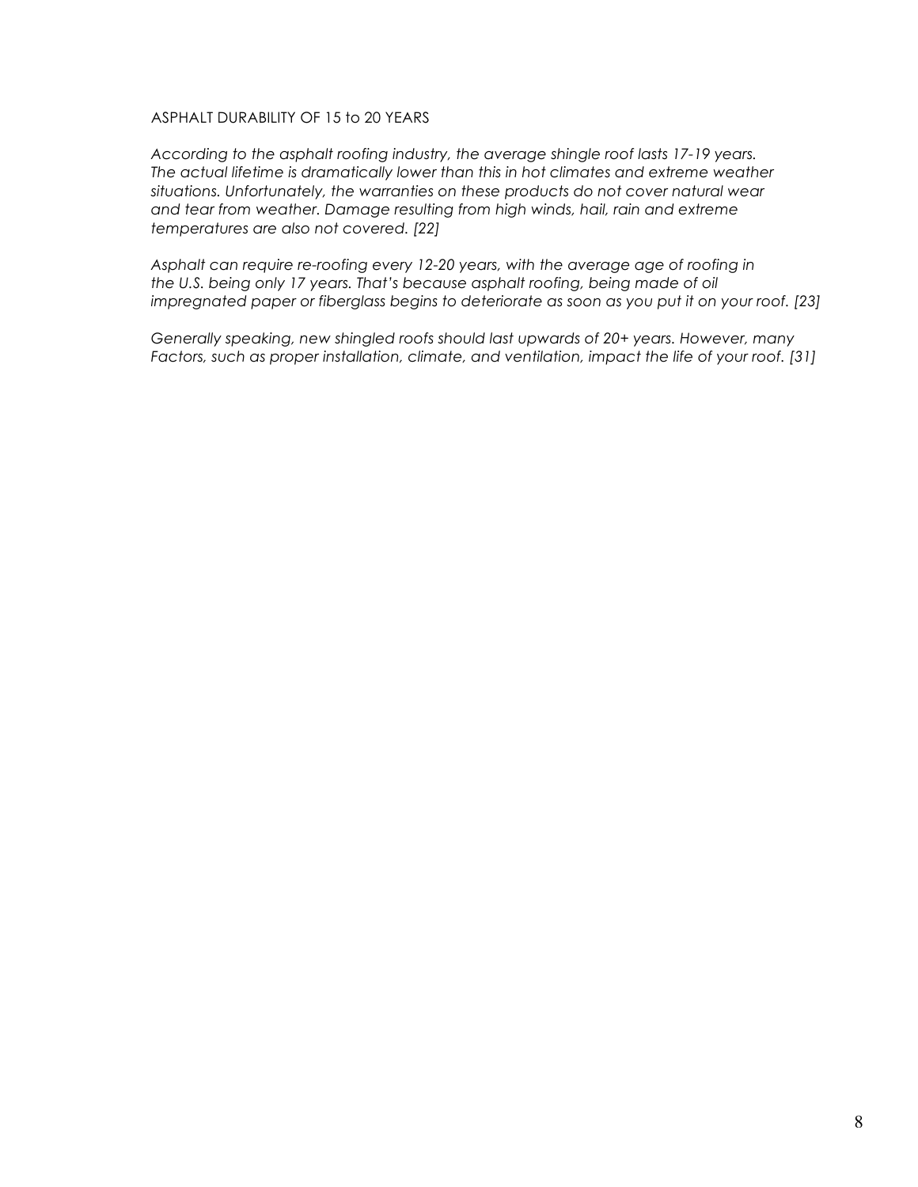ASPHALT DURABILITY OF 15 to 20 YEARS

*According to the asphalt roofing industry, the average shingle roof lasts 17-19 years. The actual lifetime is dramatically lower than this in hot climates and extreme weather situations. Unfortunately, the warranties on these products do not cover natural wear and tear from weather. Damage resulting from high winds, hail, rain and extreme temperatures are also not covered. [22]*

*Asphalt can require re-roofing every 12-20 years, with the average age of roofing in the U.S. being only 17 years. That's because asphalt roofing, being made of oil impregnated paper or fiberglass begins to deteriorate as soon as you put it on your roof. [23]*

*Generally speaking, new shingled roofs should last upwards of 20+ years. However, many Factors, such as proper installation, climate, and ventilation, impact the life of your roof. [31]*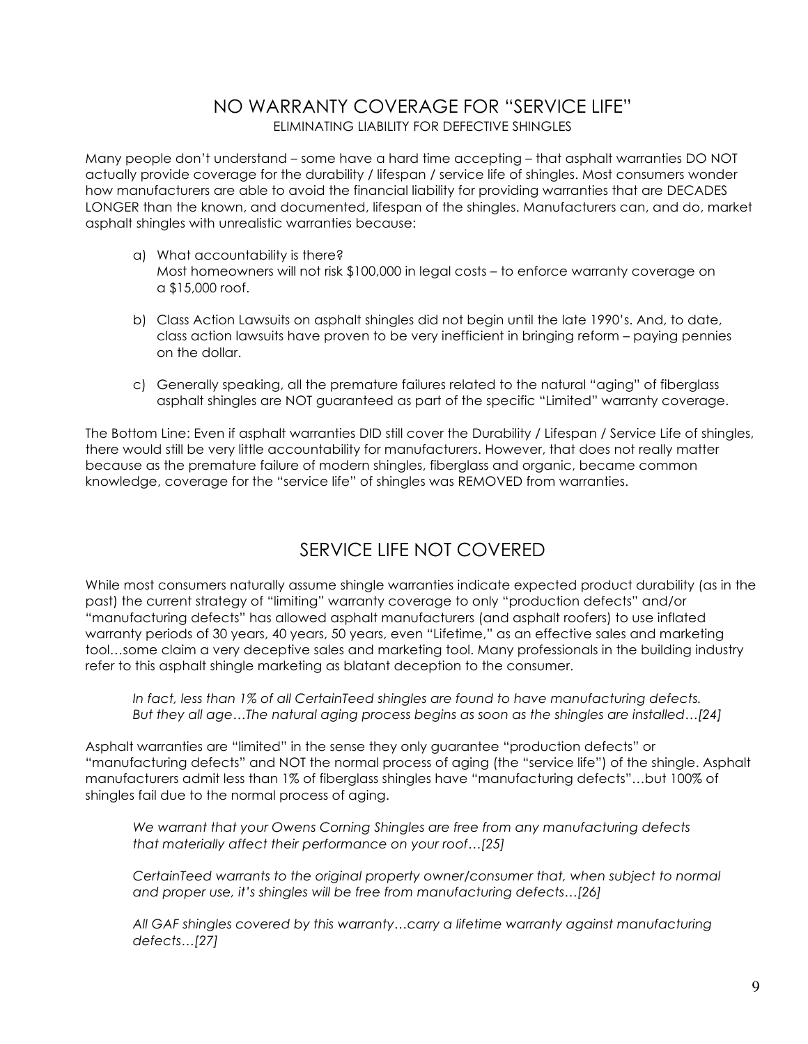## NO WARRANTY COVERAGE FOR "SERVICE LIFE"

ELIMINATING LIABILITY FOR DEFECTIVE SHINGLES

Many people don't understand – some have a hard time accepting – that asphalt warranties DO NOT actually provide coverage for the durability / lifespan / service life of shingles. Most consumers wonder how manufacturers are able to avoid the financial liability for providing warranties that are DECADES LONGER than the known, and documented, lifespan of the shingles. Manufacturers can, and do, market asphalt shingles with unrealistic warranties because:

a) What accountability is there?
   Most homeowners will not risk $100,000 in legal costs – to enforce warranty coverage on a $15,000 roof.

b) Class Action Lawsuits on asphalt shingles did not begin until the late 1990's. And, to date, class action lawsuits have proven to be very inefficient in bringing reform – paying pennies on the dollar.

c) Generally speaking, all the premature failures related to the natural "aging" of fiberglass asphalt shingles are NOT guaranteed as part of the specific "Limited" warranty coverage.

The Bottom Line: Even if asphalt warranties DID still cover the Durability / Lifespan / Service Life of shingles, there would still be very little accountability for manufacturers. However, that does not really matter because as the premature failure of modern shingles, fiberglass and organic, became common knowledge, coverage for the "service life" of shingles was REMOVED from warranties.

## SERVICE LIFE NOT COVERED

While most consumers naturally assume shingle warranties indicate expected product durability (as in the past) the current strategy of "limiting" warranty coverage to only "production defects" and/or "manufacturing defects" has allowed asphalt manufacturers (and asphalt roofers) to use inflated warranty periods of 30 years, 40 years, 50 years, even "Lifetime," as an effective sales and marketing tool…some claim a very deceptive sales and marketing tool. Many professionals in the building industry refer to this asphalt shingle marketing as blatant deception to the consumer.

> *In fact, less than 1% of all CertainTeed shingles are found to have manufacturing defects. But they all age…The natural aging process begins as soon as the shingles are installed…[24]*

Asphalt warranties are "limited" in the sense they only guarantee "production defects" or "manufacturing defects" and NOT the normal process of aging (the "service life") of the shingle. Asphalt manufacturers admit less than 1% of fiberglass shingles have "manufacturing defects"…but 100% of shingles fail due to the normal process of aging.

> *We warrant that your Owens Corning Shingles are free from any manufacturing defects that materially affect their performance on your roof…[25]*

> *CertainTeed warrants to the original property owner/consumer that, when subject to normal and proper use, it's shingles will be free from manufacturing defects…[26]*

> *All GAF shingles covered by this warranty…carry a lifetime warranty against manufacturing defects…[27]*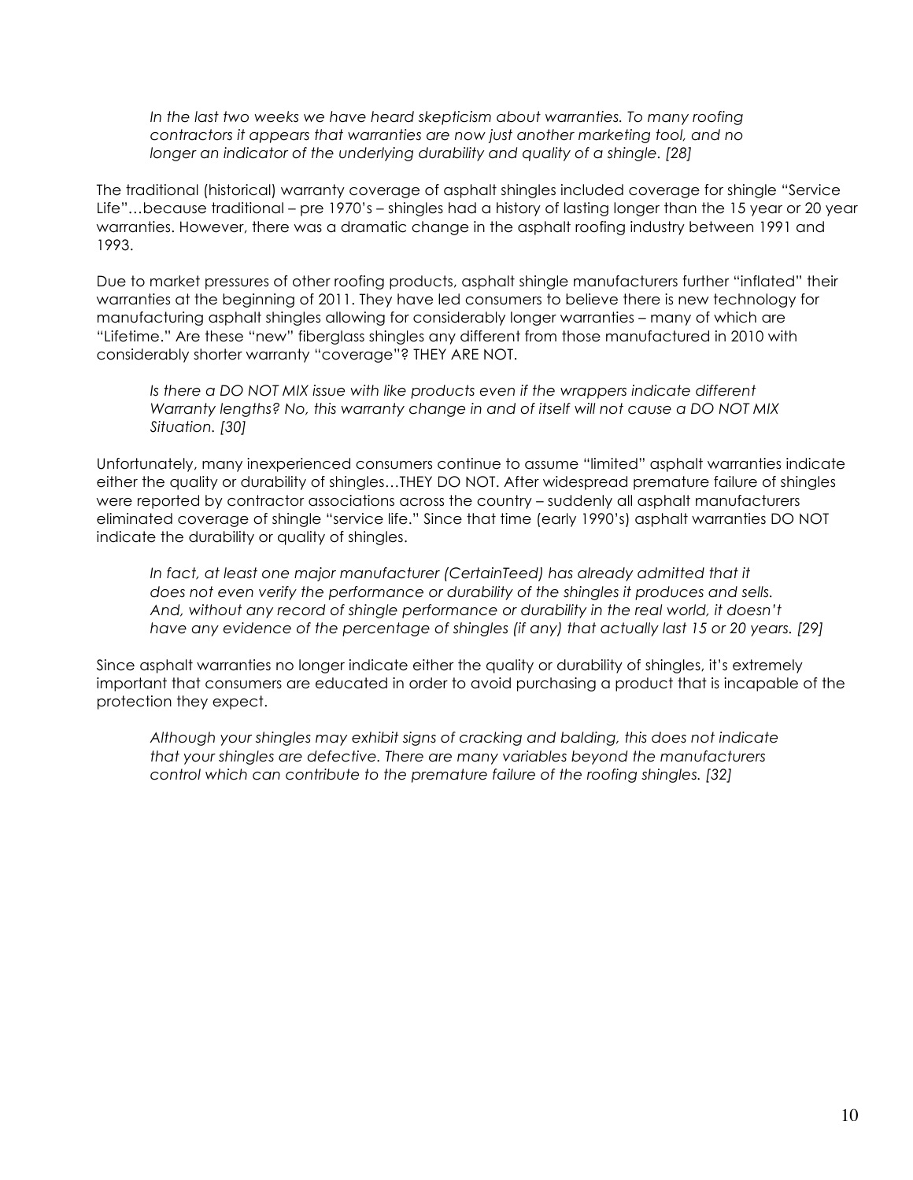*In the last two weeks we have heard skepticism about warranties. To many roofing contractors it appears that warranties are now just another marketing tool, and no longer an indicator of the underlying durability and quality of a shingle. [28]*

The traditional (historical) warranty coverage of asphalt shingles included coverage for shingle "Service Life"…because traditional – pre 1970's – shingles had a history of lasting longer than the 15 year or 20 year warranties. However, there was a dramatic change in the asphalt roofing industry between 1991 and 1993.

Due to market pressures of other roofing products, asphalt shingle manufacturers further "inflated" their warranties at the beginning of 2011. They have led consumers to believe there is new technology for manufacturing asphalt shingles allowing for considerably longer warranties – many of which are "Lifetime." Are these "new" fiberglass shingles any different from those manufactured in 2010 with considerably shorter warranty "coverage"? THEY ARE NOT.

*Is there a DO NOT MIX issue with like products even if the wrappers indicate different Warranty lengths? No, this warranty change in and of itself will not cause a DO NOT MIX Situation. [30]*

Unfortunately, many inexperienced consumers continue to assume "limited" asphalt warranties indicate either the quality or durability of shingles…THEY DO NOT. After widespread premature failure of shingles were reported by contractor associations across the country – suddenly all asphalt manufacturers eliminated coverage of shingle "service life." Since that time (early 1990's) asphalt warranties DO NOT indicate the durability or quality of shingles.

*In fact, at least one major manufacturer (CertainTeed) has already admitted that it does not even verify the performance or durability of the shingles it produces and sells. And, without any record of shingle performance or durability in the real world, it doesn't have any evidence of the percentage of shingles (if any) that actually last 15 or 20 years. [29]*

Since asphalt warranties no longer indicate either the quality or durability of shingles, it's extremely important that consumers are educated in order to avoid purchasing a product that is incapable of the protection they expect.

*Although your shingles may exhibit signs of cracking and balding, this does not indicate that your shingles are defective. There are many variables beyond the manufacturers control which can contribute to the premature failure of the roofing shingles. [32]*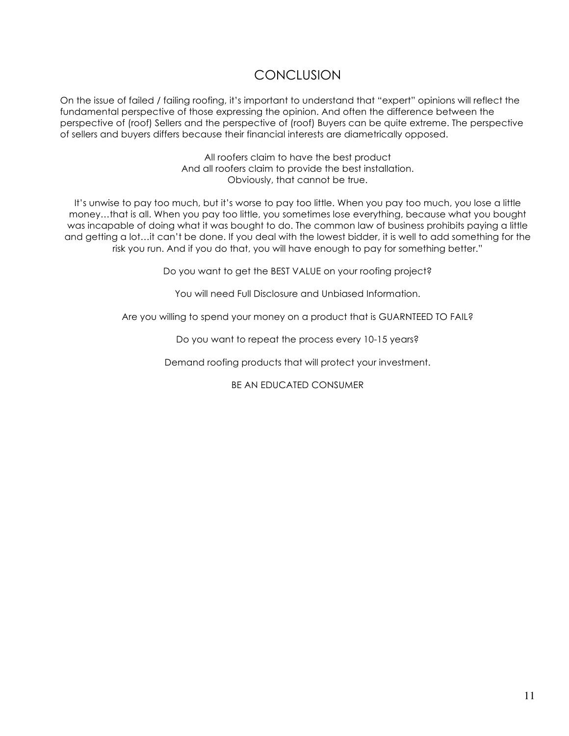## CONCLUSION

On the issue of failed / failing roofing, it's important to understand that "expert" opinions will reflect the fundamental perspective of those expressing the opinion. And often the difference between the perspective of (roof) Sellers and the perspective of (roof) Buyers can be quite extreme. The perspective of sellers and buyers differs because their financial interests are diametrically opposed.

All roofers claim to have the best product  
And all roofers claim to provide the best installation.  
Obviously, that cannot be true.

It's unwise to pay too much, but it's worse to pay too little. When you pay too much, you lose a little money…that is all. When you pay too little, you sometimes lose everything, because what you bought was incapable of doing what it was bought to do. The common law of business prohibits paying a little and getting a lot…it can't be done. If you deal with the lowest bidder, it is well to add something for the risk you run. And if you do that, you will have enough to pay for something better."

Do you want to get the BEST VALUE on your roofing project?

You will need Full Disclosure and Unbiased Information.

Are you willing to spend your money on a product that is GUARNTEED TO FAIL?

Do you want to repeat the process every 10-15 years?

Demand roofing products that will protect your investment.

BE AN EDUCATED CONSUMER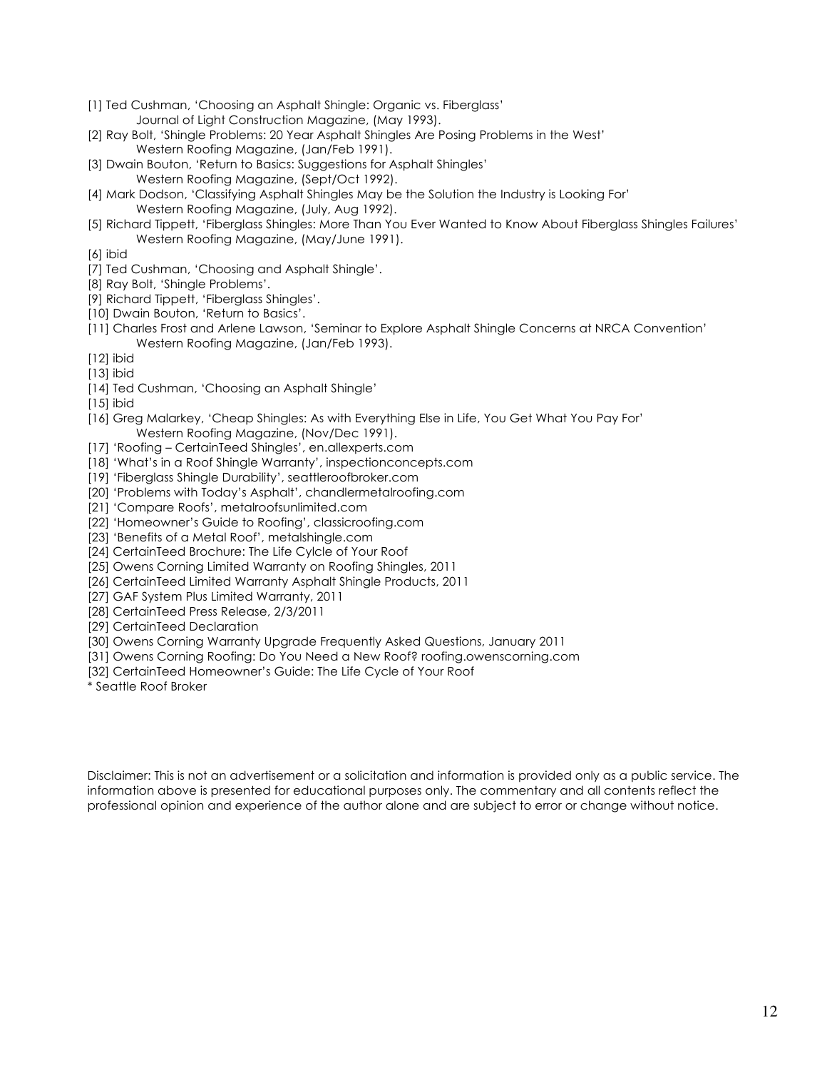[1] Ted Cushman, 'Choosing an Asphalt Shingle: Organic vs. Fiberglass'
Journal of Light Construction Magazine, (May 1993).

[2] Ray Bolt, 'Shingle Problems: 20 Year Asphalt Shingles Are Posing Problems in the West'
Western Roofing Magazine, (Jan/Feb 1991).

[3] Dwain Bouton, 'Return to Basics: Suggestions for Asphalt Shingles'
Western Roofing Magazine, (Sept/Oct 1992).

[4] Mark Dodson, 'Classifying Asphalt Shingles May be the Solution the Industry is Looking For'
Western Roofing Magazine, (July, Aug 1992).

[5] Richard Tippett, 'Fiberglass Shingles: More Than You Ever Wanted to Know About Fiberglass Shingles Failures'
Western Roofing Magazine, (May/June 1991).

[6] ibid

[7] Ted Cushman, 'Choosing and Asphalt Shingle'.

[8] Ray Bolt, 'Shingle Problems'.

[9] Richard Tippett, 'Fiberglass Shingles'.

[10] Dwain Bouton, 'Return to Basics'.

[11] Charles Frost and Arlene Lawson, 'Seminar to Explore Asphalt Shingle Concerns at NRCA Convention'
Western Roofing Magazine, (Jan/Feb 1993).

[12] ibid

[13] ibid

[14] Ted Cushman, 'Choosing an Asphalt Shingle'

[15] ibid

[16] Greg Malarkey, 'Cheap Shingles: As with Everything Else in Life, You Get What You Pay For'
Western Roofing Magazine, (Nov/Dec 1991).

[17] 'Roofing – CertainTeed Shingles', en.allexperts.com

[18] 'What's in a Roof Shingle Warranty', inspectionconcepts.com

[19] 'Fiberglass Shingle Durability', seattleroofbroker.com

[20] 'Problems with Today's Asphalt', chandlermetalroofing.com

[21] 'Compare Roofs', metalroofsunlimited.com

[22] 'Homeowner's Guide to Roofing', classicroofing.com

[23] 'Benefits of a Metal Roof', metalshingle.com

[24] CertainTeed Brochure: The Life Cylcle of Your Roof

[25] Owens Corning Limited Warranty on Roofing Shingles, 2011

[26] CertainTeed Limited Warranty Asphalt Shingle Products, 2011

[27] GAF System Plus Limited Warranty, 2011

[28] CertainTeed Press Release, 2/3/2011

[29] CertainTeed Declaration

[30] Owens Corning Warranty Upgrade Frequently Asked Questions, January 2011

[31] Owens Corning Roofing: Do You Need a New Roof? roofing.owenscorning.com

[32] CertainTeed Homeowner's Guide: The Life Cycle of Your Roof

* Seattle Roof Broker

Disclaimer: This is not an advertisement or a solicitation and information is provided only as a public service. The information above is presented for educational purposes only. The commentary and all contents reflect the professional opinion and experience of the author alone and are subject to error or change without notice.